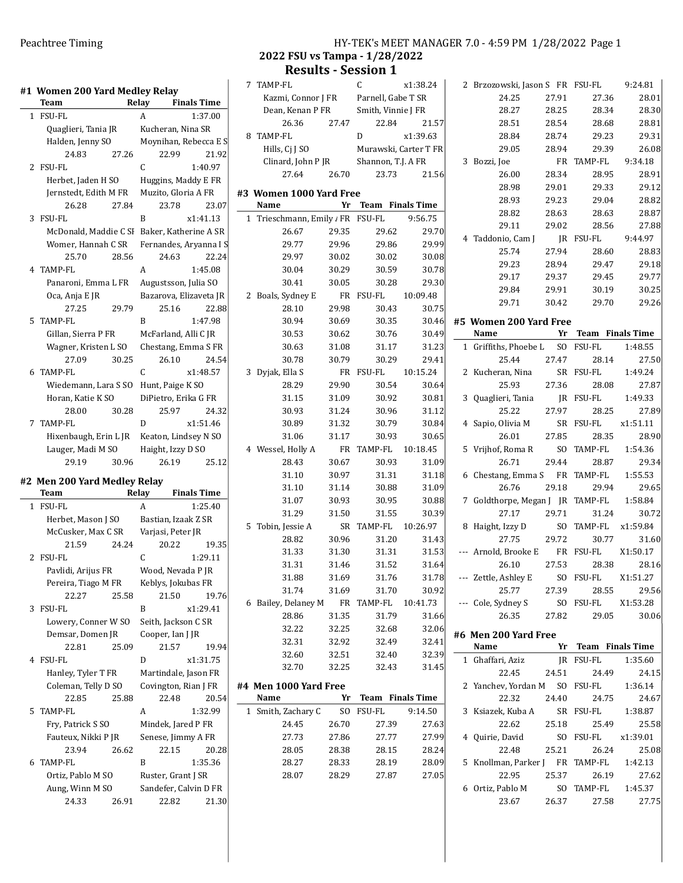Peachtree Timing

HY-TEK's MEET MANAGER 7.0 - 4:59 PM 1/28/2022 Page 1

## 2022 FSU vs Tampa - 1/28/2022

## Results - Session 1

### #1 Women 200 Yard Medley Relay

| | Team | Relay | Finals Time |
|---|---|---|---|
| 1 | FSU-FL | A | 1:37.00 |
| | Quaglieri, Tania JR | Kucheran, Nina SR | |
| | Halden, Jenny SO | Moynihan, Rebecca E S | |
| | 24.83 27.26 | 22.99 21.92 | |
| 2 | FSU-FL | C | 1:40.97 |
| | Herbet, Jaden H SO | Huggins, Maddy E FR | |
| | Jernstedt, Edith M FR | Muzito, Gloria A FR | |
| | 26.28 27.84 | 23.78 23.07 | |
| 3 | FSU-FL | B | x1:41.13 |
| | McDonald, Maddie C SI | Baker, Katherine A SR | |
| | Womer, Hannah C SR | Fernandes, Aryanna I S | |
| | 25.70 28.56 | 24.63 22.24 | |
| 4 | TAMP-FL | A | 1:45.08 |
| | Panaroni, Emma L FR | Augustsson, Julia SO | |
| | Oca, Anja E JR | Bazarova, Elizaveta JR | |
| | 27.25 29.79 | 25.16 22.88 | |
| 5 | TAMP-FL | B | 1:47.98 |
| | Gillan, Sierra P FR | McFarland, Alli C JR | |
| | Wagner, Kristen L SO | Chestang, Emma S FR | |
| | 27.09 30.25 | 26.10 24.54 | |
| 6 | TAMP-FL | C | x1:48.57 |
| | Wiedemann, Lara S SO | Hunt, Paige K SO | |
| | Horan, Katie K SO | DiPietro, Erika G FR | |
| | 28.00 30.28 | 25.97 24.32 | |
| 7 | TAMP-FL | D | x1:51.46 |
| | Hixenbaugh, Erin L JR | Keaton, Lindsey N SO | |
| | Lauger, Madi M SO | Haight, Izzy D SO | |
| | 29.19 30.96 | 26.19 25.12 | |

### #2 Men 200 Yard Medley Relay

| | Team | Relay | Finals Time |
|---|---|---|---|
| 1 | FSU-FL | A | 1:25.40 |
| | Herbet, Mason J SO | Bastian, Izaak Z SR | |
| | McCusker, Max C SR | Varjasi, Peter JR | |
| | 21.59 24.24 | 20.22 19.35 | |
| 2 | FSU-FL | C | 1:29.11 |
| | Pavlidi, Arijus FR | Wood, Nevada P JR | |
| | Pereira, Tiago M FR | Keblys, Jokubas FR | |
| | 22.27 25.58 | 21.50 19.76 | |
| 3 | FSU-FL | B | x1:29.41 |
| | Lowery, Conner W SO | Seith, Jackson C SR | |
| | Demsar, Domen JR | Cooper, Ian J JR | |
| | 22.81 25.09 | 21.57 19.94 | |
| 4 | FSU-FL | D | x1:31.75 |
| | Hanley, Tyler T FR | Martindale, Jason FR | |
| | Coleman, Telly D SO | Covington, Rian J FR | |
| | 22.85 25.88 | 22.48 20.54 | |
| 5 | TAMP-FL | A | 1:32.99 |
| | Fry, Patrick S SO | Mindek, Jared P FR | |
| | Fauteux, Nikki P JR | Senese, Jimmy A FR | |
| | 23.94 26.62 | 22.15 20.28 | |
| 6 | TAMP-FL | B | 1:35.36 |
| | Ortiz, Pablo M SO | Ruster, Grant J SR | |
| | Aung, Winn M SO | Sandefer, Calvin D FR | |
| | 24.33 26.91 | 22.82 21.30 | |
| 7 | TAMP-FL | C | x1:38.24 |
| | Kazmi, Connor J FR | Parnell, Gabe T SR | |
| | Dean, Kenan P FR | Smith, Vinnie J FR | |
| | 26.36 27.47 | 22.84 21.57 | |
| 8 | TAMP-FL | D | x1:39.63 |
| | Hills, Cj J SO | Murawski, Carter T FR | |
| | Clinard, John P JR | Shannon, T.J. A FR | |
| | 27.64 26.70 | 23.73 21.56 | |

### #3 Women 1000 Yard Free

| | Name | Yr | Team | Finals Time |
|---|---|---|---|---|
| 1 | Trieschmann, Emily A | FR | FSU-FL | 9:56.75 |
| | 26.67 29.35 29.62 29.70 | | | |
| | 29.77 29.96 29.86 29.99 | | | |
| | 29.97 30.02 30.02 30.08 | | | |
| | 30.04 30.29 30.59 30.78 | | | |
| | 30.41 30.05 30.28 29.30 | | | |
| 2 | Boals, Sydney E | FR | FSU-FL | 10:09.48 |
| | 28.10 29.98 30.43 30.75 | | | |
| | 30.94 30.69 30.35 30.46 | | | |
| | 30.53 30.62 30.76 30.49 | | | |
| | 30.63 31.08 31.17 31.23 | | | |
| | 30.78 30.79 30.29 29.41 | | | |
| 3 | Dyjak, Ella S | FR | FSU-FL | 10:15.24 |
| | 28.29 29.90 30.54 30.64 | | | |
| | 31.15 31.09 30.92 30.81 | | | |
| | 30.93 31.24 30.96 31.12 | | | |
| | 30.89 31.32 30.79 30.84 | | | |
| | 31.06 31.17 30.93 30.65 | | | |
| 4 | Wessel, Holly A | FR | TAMP-FL | 10:18.45 |
| | 28.43 30.67 30.93 31.09 | | | |
| | 31.10 30.97 31.31 31.18 | | | |
| | 31.10 31.14 30.88 31.09 | | | |
| | 31.07 30.93 30.95 30.88 | | | |
| | 31.29 31.50 31.55 30.39 | | | |
| 5 | Tobin, Jessie A | SR | TAMP-FL | 10:26.97 |
| | 28.82 30.96 31.20 31.43 | | | |
| | 31.33 31.30 31.31 31.53 | | | |
| | 31.31 31.46 31.52 31.64 | | | |
| | 31.88 31.69 31.76 31.78 | | | |
| | 31.74 31.69 31.70 30.92 | | | |
| 6 | Bailey, Delaney M | FR | TAMP-FL | 10:41.73 |
| | 28.86 31.35 31.79 31.66 | | | |
| | 32.22 32.25 32.68 32.06 | | | |
| | 32.31 32.92 32.49 32.41 | | | |
| | 32.60 32.51 32.40 32.39 | | | |
| | 32.70 32.25 32.43 31.45 | | | |

### #4 Men 1000 Yard Free

| | Name | Yr | Team | Finals Time |
|---|---|---|---|---|
| 1 | Smith, Zachary C | SO | FSU-FL | 9:14.50 |
| | 24.45 26.70 27.39 27.63 | | | |
| | 27.73 27.86 27.77 27.99 | | | |
| | 28.05 28.38 28.15 28.24 | | | |
| | 28.27 28.33 28.19 28.09 | | | |
| | 28.07 28.29 27.87 27.05 | | | |
| 2 | Brzozowski, Jason S | FR | FSU-FL | 9:24.81 |
| | 24.25 27.91 27.36 28.01 | | | |
| | 28.27 28.25 28.34 28.30 | | | |
| | 28.51 28.54 28.68 28.81 | | | |
| | 28.84 28.74 29.23 29.31 | | | |
| | 29.05 28.94 29.39 26.08 | | | |
| 3 | Bozzi, Joe | FR | TAMP-FL | 9:34.18 |
| | 26.00 28.34 28.95 28.91 | | | |
| | 28.98 29.01 29.33 29.12 | | | |
| | 28.93 29.23 29.04 28.82 | | | |
| | 28.82 28.63 28.63 28.87 | | | |
| | 29.11 29.02 28.56 27.88 | | | |
| 4 | Taddonio, Cam J | JR | FSU-FL | 9:44.97 |
| | 25.74 27.94 28.60 28.83 | | | |
| | 29.23 28.94 29.47 29.18 | | | |
| | 29.17 29.37 29.45 29.77 | | | |
| | 29.84 29.91 30.19 30.25 | | | |
| | 29.71 30.42 29.70 29.26 | | | |

### #5 Women 200 Yard Free

| | Name | Yr | Team | Finals Time |
|---|---|---|---|---|
| 1 | Griffiths, Phoebe L | SO | FSU-FL | 1:48.55 |
| | 25.44 27.47 28.14 27.50 | | | |
| 2 | Kucheran, Nina | SR | FSU-FL | 1:49.24 |
| | 25.93 27.36 28.08 27.87 | | | |
| 3 | Quaglieri, Tania | JR | FSU-FL | 1:49.33 |
| | 25.22 27.97 28.25 27.89 | | | |
| 4 | Sapio, Olivia M | SR | FSU-FL | x1:51.11 |
| | 26.01 27.85 28.35 28.90 | | | |
| 5 | Vrijhof, Roma R | SO | TAMP-FL | 1:54.36 |
| | 26.71 29.44 28.87 29.34 | | | |
| 6 | Chestang, Emma S | FR | TAMP-FL | 1:55.53 |
| | 26.76 29.18 29.94 29.65 | | | |
| 7 | Goldthorpe, Megan J | JR | TAMP-FL | 1:58.84 |
| | 27.17 29.71 31.24 30.72 | | | |
| 8 | Haight, Izzy D | SO | TAMP-FL | x1:59.84 |
| | 27.75 29.72 30.77 31.60 | | | |
| --- | Arnold, Brooke E | FR | FSU-FL | X1:50.17 |
| | 26.10 27.53 28.38 28.16 | | | |
| --- | Zettle, Ashley E | SO | FSU-FL | X1:51.27 |
| | 25.77 27.39 28.55 29.56 | | | |
| --- | Cole, Sydney S | SO | FSU-FL | X1:53.28 |
| | 26.35 27.82 29.05 30.06 | | | |

### #6 Men 200 Yard Free

| | Name | Yr | Team | Finals Time |
|---|---|---|---|---|
| 1 | Ghaffari, Aziz | JR | FSU-FL | 1:35.60 |
| | 22.45 24.51 24.49 24.15 | | | |
| 2 | Yanchev, Yordan M | SO | FSU-FL | 1:36.14 |
| | 22.32 24.40 24.75 24.67 | | | |
| 3 | Ksiazek, Kuba A | SR | FSU-FL | 1:38.87 |
| | 22.62 25.18 25.49 25.58 | | | |
| 4 | Quirie, David | SO | FSU-FL | x1:39.01 |
| | 22.48 25.21 26.24 25.08 | | | |
| 5 | Knollman, Parker J | FR | TAMP-FL | 1:42.13 |
| | 22.95 25.37 26.19 27.62 | | | |
| 6 | Ortiz, Pablo M | SO | TAMP-FL | 1:45.37 |
| | 23.67 26.37 27.58 27.75 | | | |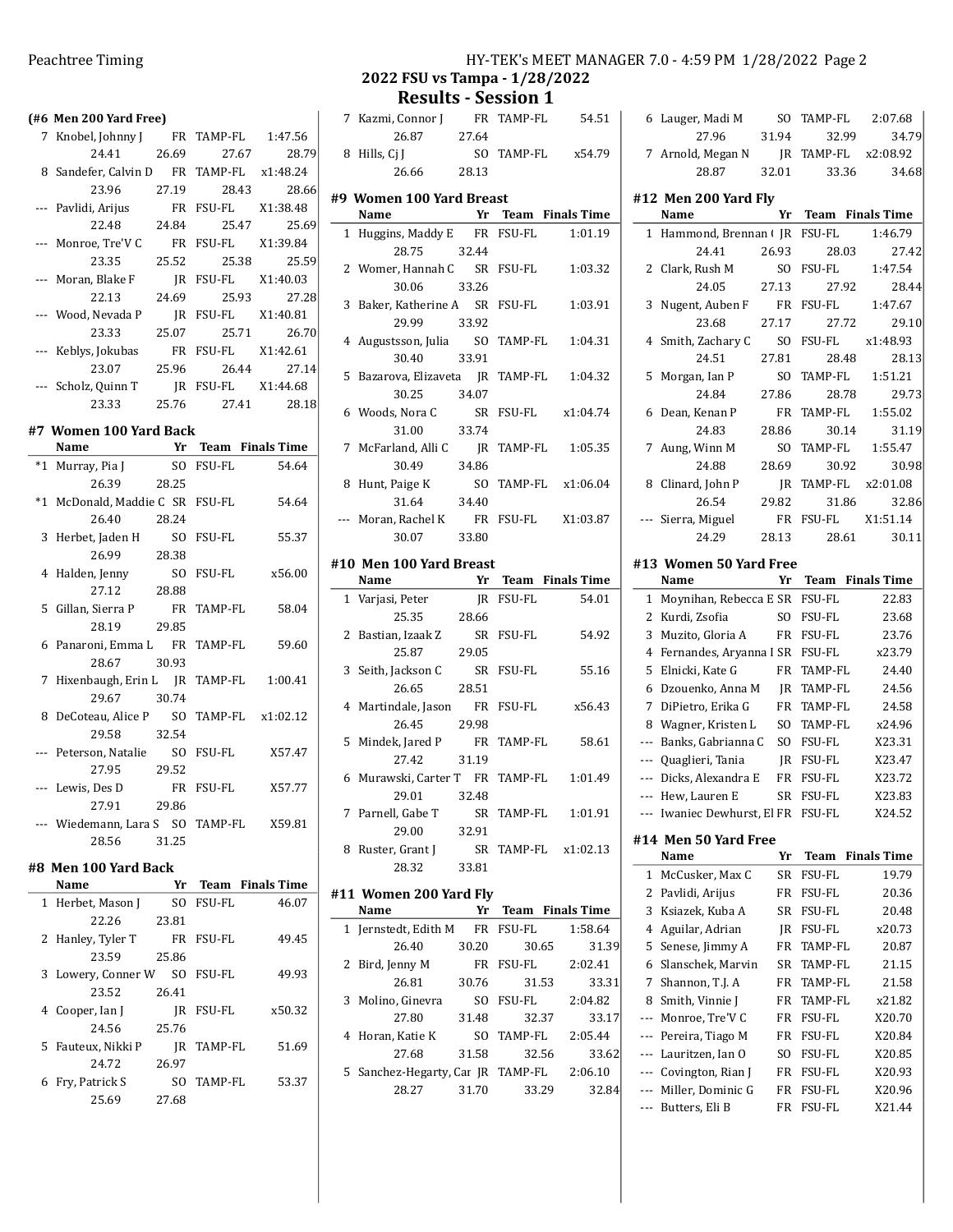# 2022 FSU vs Tampa - 1/28/2022

## Results - Session 1

### (#6 Men 200 Yard Free)

| Place | Name | Yr | Team | Finals Time |
|---|---|---|---|---|
| 7 | Knobel, Johnny J | FR | TAMP-FL | 1:47.56 |
| | 24.41 / 26.69 / 27.67 / 28.79 | | | |
| 8 | Sandefer, Calvin D | FR | TAMP-FL | x1:48.24 |
| | 23.96 / 27.19 / 28.43 / 28.66 | | | |
| --- | Pavlidi, Arijus | FR | FSU-FL | X1:38.48 |
| | 22.48 / 24.84 / 25.47 / 25.69 | | | |
| --- | Monroe, Tre'V C | FR | FSU-FL | X1:39.84 |
| | 23.35 / 25.52 / 25.38 / 25.59 | | | |
| --- | Moran, Blake F | JR | FSU-FL | X1:40.03 |
| | 22.13 / 24.69 / 25.93 / 27.28 | | | |
| --- | Wood, Nevada P | JR | FSU-FL | X1:40.81 |
| | 23.33 / 25.07 / 25.71 / 26.70 | | | |
| --- | Keblys, Jokubas | FR | FSU-FL | X1:42.61 |
| | 23.07 / 25.96 / 26.44 / 27.14 | | | |
| --- | Scholz, Quinn T | JR | FSU-FL | X1:44.68 |
| | 23.33 / 25.76 / 27.41 / 28.18 | | | |

### #7 Women 100 Yard Back

| Place | Name | Yr | Team | Finals Time |
|---|---|---|---|---|
| *1 | Murray, Pia J | SO | FSU-FL | 54.64 |
| | 26.39 / 28.25 | | | |
| *1 | McDonald, Maddie C | SR | FSU-FL | 54.64 |
| | 26.40 / 28.24 | | | |
| 3 | Herbet, Jaden H | SO | FSU-FL | 55.37 |
| | 26.99 / 28.38 | | | |
| 4 | Halden, Jenny | SO | FSU-FL | x56.00 |
| | 27.12 / 28.88 | | | |
| 5 | Gillan, Sierra P | FR | TAMP-FL | 58.04 |
| | 28.19 / 29.85 | | | |
| 6 | Panaroni, Emma L | FR | TAMP-FL | 59.60 |
| | 28.67 / 30.93 | | | |
| 7 | Hixenbaugh, Erin L | JR | TAMP-FL | 1:00.41 |
| | 29.67 / 30.74 | | | |
| 8 | DeCoteau, Alice P | SO | TAMP-FL | x1:02.12 |
| | 29.58 / 32.54 | | | |
| --- | Peterson, Natalie | SO | FSU-FL | X57.47 |
| | 27.95 / 29.52 | | | |
| --- | Lewis, Des D | FR | FSU-FL | X57.77 |
| | 27.91 / 29.86 | | | |
| --- | Wiedemann, Lara S | SO | TAMP-FL | X59.81 |
| | 28.56 / 31.25 | | | |

### #8 Men 100 Yard Back

| Place | Name | Yr | Team | Finals Time |
|---|---|---|---|---|
| 1 | Herbet, Mason J | SO | FSU-FL | 46.07 |
| | 22.26 / 23.81 | | | |
| 2 | Hanley, Tyler T | FR | FSU-FL | 49.45 |
| | 23.59 / 25.86 | | | |
| 3 | Lowery, Conner W | SO | FSU-FL | 49.93 |
| | 23.52 / 26.41 | | | |
| 4 | Cooper, Ian J | JR | FSU-FL | x50.32 |
| | 24.56 / 25.76 | | | |
| 5 | Fauteux, Nikki P | JR | TAMP-FL | 51.69 |
| | 24.72 / 26.97 | | | |
| 6 | Fry, Patrick S | SO | TAMP-FL | 53.37 |
| | 25.69 / 27.68 | | | |
| 7 | Kazmi, Connor J | FR | TAMP-FL | 54.51 |
| | 26.87 / 27.64 | | | |
| 8 | Hills, Cj J | SO | TAMP-FL | x54.79 |
| | 26.66 / 28.13 | | | |

### #9 Women 100 Yard Breast

| Place | Name | Yr | Team | Finals Time |
|---|---|---|---|---|
| 1 | Huggins, Maddy E | FR | FSU-FL | 1:01.19 |
| | 28.75 / 32.44 | | | |
| 2 | Womer, Hannah C | SR | FSU-FL | 1:03.32 |
| | 30.06 / 33.26 | | | |
| 3 | Baker, Katherine A | SR | FSU-FL | 1:03.91 |
| | 29.99 / 33.92 | | | |
| 4 | Augustsson, Julia | SO | TAMP-FL | 1:04.31 |
| | 30.40 / 33.91 | | | |
| 5 | Bazarova, Elizaveta | JR | TAMP-FL | 1:04.32 |
| | 30.25 / 34.07 | | | |
| 6 | Woods, Nora C | SR | FSU-FL | x1:04.74 |
| | 31.00 / 33.74 | | | |
| 7 | McFarland, Alli C | JR | TAMP-FL | 1:05.35 |
| | 30.49 / 34.86 | | | |
| 8 | Hunt, Paige K | SO | TAMP-FL | x1:06.04 |
| | 31.64 / 34.40 | | | |
| --- | Moran, Rachel K | FR | FSU-FL | X1:03.87 |
| | 30.07 / 33.80 | | | |

### #10 Men 100 Yard Breast

| Place | Name | Yr | Team | Finals Time |
|---|---|---|---|---|
| 1 | Varjasi, Peter | JR | FSU-FL | 54.01 |
| | 25.35 / 28.66 | | | |
| 2 | Bastian, Izaak Z | SR | FSU-FL | 54.92 |
| | 25.87 / 29.05 | | | |
| 3 | Seith, Jackson C | SR | FSU-FL | 55.16 |
| | 26.65 / 28.51 | | | |
| 4 | Martindale, Jason | FR | FSU-FL | x56.43 |
| | 26.45 / 29.98 | | | |
| 5 | Mindek, Jared P | FR | TAMP-FL | 58.61 |
| | 27.42 / 31.19 | | | |
| 6 | Murawski, Carter T | FR | TAMP-FL | 1:01.49 |
| | 29.01 / 32.48 | | | |
| 7 | Parnell, Gabe T | SR | TAMP-FL | 1:01.91 |
| | 29.00 / 32.91 | | | |
| 8 | Ruster, Grant J | SR | TAMP-FL | x1:02.13 |
| | 28.32 / 33.81 | | | |

### #11 Women 200 Yard Fly

| Place | Name | Yr | Team | Finals Time |
|---|---|---|---|---|
| 1 | Jernstedt, Edith M | FR | FSU-FL | 1:58.64 |
| | 26.40 / 30.20 / 30.65 / 31.39 | | | |
| 2 | Bird, Jenny M | FR | FSU-FL | 2:02.41 |
| | 26.81 / 30.76 / 31.53 / 33.31 | | | |
| 3 | Molino, Ginevra | SO | FSU-FL | 2:04.82 |
| | 27.80 / 31.48 / 32.37 / 33.17 | | | |
| 4 | Horan, Katie K | SO | TAMP-FL | 2:05.44 |
| | 27.68 / 31.58 / 32.56 / 33.62 | | | |
| 5 | Sanchez-Hegarty, Car | JR | TAMP-FL | 2:06.10 |
| | 28.27 / 31.70 / 33.29 / 32.84 | | | |
| 6 | Lauger, Madi M | SO | TAMP-FL | 2:07.68 |
| | 27.96 / 31.94 / 32.99 / 34.79 | | | |
| 7 | Arnold, Megan N | JR | TAMP-FL | x2:08.92 |
| | 28.87 / 32.01 / 33.36 / 34.68 | | | |

### #12 Men 200 Yard Fly

| Place | Name | Yr | Team | Finals Time |
|---|---|---|---|---|
| 1 | Hammond, Brennan ( | JR | FSU-FL | 1:46.79 |
| | 24.41 / 26.93 / 28.03 / 27.42 | | | |
| 2 | Clark, Rush M | SO | FSU-FL | 1:47.54 |
| | 24.05 / 27.13 / 27.92 / 28.44 | | | |
| 3 | Nugent, Auben F | FR | FSU-FL | 1:47.67 |
| | 23.68 / 27.17 / 27.72 / 29.10 | | | |
| 4 | Smith, Zachary C | SO | FSU-FL | x1:48.93 |
| | 24.51 / 27.81 / 28.48 / 28.13 | | | |
| 5 | Morgan, Ian P | SO | TAMP-FL | 1:51.21 |
| | 24.84 / 27.86 / 28.78 / 29.73 | | | |
| 6 | Dean, Kenan P | FR | TAMP-FL | 1:55.02 |
| | 24.83 / 28.86 / 30.14 / 31.19 | | | |
| 7 | Aung, Winn M | SO | TAMP-FL | 1:55.47 |
| | 24.88 / 28.69 / 30.92 / 30.98 | | | |
| 8 | Clinard, John P | JR | TAMP-FL | x2:01.08 |
| | 26.54 / 29.82 / 31.86 / 32.86 | | | |
| --- | Sierra, Miguel | FR | FSU-FL | X1:51.14 |
| | 24.29 / 28.13 / 28.61 / 30.11 | | | |

### #13 Women 50 Yard Free

| Place | Name | Yr | Team | Finals Time |
|---|---|---|---|---|
| 1 | Moynihan, Rebecca E | SR | FSU-FL | 22.83 |
| 2 | Kurdi, Zsofia | SO | FSU-FL | 23.68 |
| 3 | Muzito, Gloria A | FR | FSU-FL | 23.76 |
| 4 | Fernandes, Aryanna I | SR | FSU-FL | x23.79 |
| 5 | Elnicki, Kate G | FR | TAMP-FL | 24.40 |
| 6 | Dzouenko, Anna M | JR | TAMP-FL | 24.56 |
| 7 | DiPietro, Erika G | FR | TAMP-FL | 24.58 |
| 8 | Wagner, Kristen L | SO | TAMP-FL | x24.96 |
| --- | Banks, Gabrianna C | SO | FSU-FL | X23.31 |
| --- | Quaglieri, Tania | JR | FSU-FL | X23.47 |
| --- | Dicks, Alexandra E | FR | FSU-FL | X23.72 |
| --- | Hew, Lauren E | SR | FSU-FL | X23.83 |
| --- | Iwaniec Dewhurst, El | FR | FSU-FL | X24.52 |

### #14 Men 50 Yard Free

| Place | Name | Yr | Team | Finals Time |
|---|---|---|---|---|
| 1 | McCusker, Max C | SR | FSU-FL | 19.79 |
| 2 | Pavlidi, Arijus | FR | FSU-FL | 20.36 |
| 3 | Ksiazek, Kuba A | SR | FSU-FL | 20.48 |
| 4 | Aguilar, Adrian | JR | FSU-FL | x20.73 |
| 5 | Senese, Jimmy A | FR | TAMP-FL | 20.87 |
| 6 | Slanschek, Marvin | SR | TAMP-FL | 21.15 |
| 7 | Shannon, T.J. A | FR | TAMP-FL | 21.58 |
| 8 | Smith, Vinnie J | FR | TAMP-FL | x21.82 |
| --- | Monroe, Tre'V C | FR | FSU-FL | X20.70 |
| --- | Pereira, Tiago M | FR | FSU-FL | X20.84 |
| --- | Lauritzen, Ian O | SO | FSU-FL | X20.85 |
| --- | Covington, Rian J | FR | FSU-FL | X20.93 |
| --- | Miller, Dominic G | FR | FSU-FL | X20.96 |
| --- | Butters, Eli B | FR | FSU-FL | X21.44 |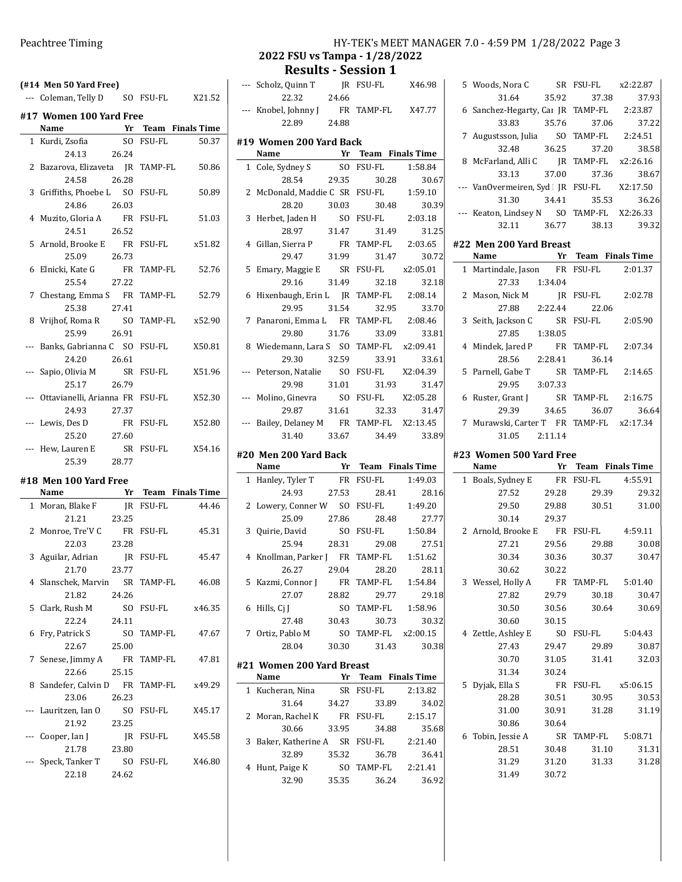## 2022 FSU vs Tampa - 1/28/2022

## Results - Session 1

**(#14 Men 50 Yard Free)**

| Name | Yr | Team | Finals Time |
|---|---|---|---|
| --- Coleman, Telly D | SO | FSU-FL | X21.52 |

### #17 Women 100 Yard Free

| | Name | Yr | Team | Finals Time | Splits |
|---|---|---|---|---|---|
| 1 | Kurdi, Zsofia | SO | FSU-FL | 50.37 | 24.13, 26.24 |
| 2 | Bazarova, Elizaveta | JR | TAMP-FL | 50.86 | 24.58, 26.28 |
| 3 | Griffiths, Phoebe L | SO | FSU-FL | 50.89 | 24.86, 26.03 |
| 4 | Muzito, Gloria A | FR | FSU-FL | 51.03 | 24.51, 26.52 |
| 5 | Arnold, Brooke E | FR | FSU-FL | x51.82 | 25.09, 26.73 |
| 6 | Elnicki, Kate G | FR | TAMP-FL | 52.76 | 25.54, 27.22 |
| 7 | Chestang, Emma S | FR | TAMP-FL | 52.79 | 25.38, 27.41 |
| 8 | Vrijhof, Roma R | SO | TAMP-FL | x52.90 | 25.99, 26.91 |
| --- | Banks, Gabrianna C | SO | FSU-FL | X50.81 | 24.20, 26.61 |
| --- | Sapio, Olivia M | SR | FSU-FL | X51.96 | 25.17, 26.79 |
| --- | Ottavianelli, Arianna | FR | FSU-FL | X52.30 | 24.93, 27.37 |
| --- | Lewis, Des D | FR | FSU-FL | X52.80 | 25.20, 27.60 |
| --- | Hew, Lauren E | SR | FSU-FL | X54.16 | 25.39, 28.77 |

### #18 Men 100 Yard Free

| | Name | Yr | Team | Finals Time | Splits |
|---|---|---|---|---|---|
| 1 | Moran, Blake F | JR | FSU-FL | 44.46 | 21.21, 23.25 |
| 2 | Monroe, Tre'V C | FR | FSU-FL | 45.31 | 22.03, 23.28 |
| 3 | Aguilar, Adrian | JR | FSU-FL | 45.47 | 21.70, 23.77 |
| 4 | Slanschek, Marvin | SR | TAMP-FL | 46.08 | 21.82, 24.26 |
| 5 | Clark, Rush M | SO | FSU-FL | x46.35 | 22.24, 24.11 |
| 6 | Fry, Patrick S | SO | TAMP-FL | 47.67 | 22.67, 25.00 |
| 7 | Senese, Jimmy A | FR | TAMP-FL | 47.81 | 22.66, 25.15 |
| 8 | Sandefer, Calvin D | FR | TAMP-FL | x49.29 | 23.06, 26.23 |
| --- | Lauritzen, Ian O | SO | FSU-FL | X45.17 | 21.92, 23.25 |
| --- | Cooper, Ian J | JR | FSU-FL | X45.58 | 21.78, 23.80 |
| --- | Speck, Tanker T | SO | FSU-FL | X46.80 | 22.18, 24.62 |
| --- | Scholz, Quinn T | JR | FSU-FL | X46.98 | 22.32, 24.66 |
| --- | Knobel, Johnny J | FR | TAMP-FL | X47.77 | 22.89, 24.88 |

### #19 Women 200 Yard Back

| | Name | Yr | Team | Finals Time | Splits |
|---|---|---|---|---|---|
| 1 | Cole, Sydney S | SO | FSU-FL | 1:58.84 | 28.54, 29.35, 30.28, 30.67 |
| 2 | McDonald, Maddie C | SR | FSU-FL | 1:59.10 | 28.20, 30.03, 30.48, 30.39 |
| 3 | Herbet, Jaden H | SO | FSU-FL | 2:03.18 | 28.97, 31.47, 31.49, 31.25 |
| 4 | Gillan, Sierra P | FR | TAMP-FL | 2:03.65 | 29.47, 31.99, 31.47, 30.72 |
| 5 | Emary, Maggie E | SR | FSU-FL | x2:05.01 | 29.16, 31.49, 32.18, 32.18 |
| 6 | Hixenbaugh, Erin L | JR | TAMP-FL | 2:08.14 | 29.95, 31.54, 32.95, 33.70 |
| 7 | Panaroni, Emma L | FR | TAMP-FL | 2:08.46 | 29.80, 31.76, 33.09, 33.81 |
| 8 | Wiedemann, Lara S | SO | TAMP-FL | x2:09.41 | 29.30, 32.59, 33.91, 33.61 |
| --- | Peterson, Natalie | SO | FSU-FL | X2:04.39 | 29.98, 31.01, 31.93, 31.47 |
| --- | Molino, Ginevra | SO | FSU-FL | X2:05.28 | 29.87, 31.61, 32.33, 31.47 |
| --- | Bailey, Delaney M | FR | TAMP-FL | X2:13.45 | 31.40, 33.67, 34.49, 33.89 |

### #20 Men 200 Yard Back

| | Name | Yr | Team | Finals Time | Splits |
|---|---|---|---|---|---|
| 1 | Hanley, Tyler T | FR | FSU-FL | 1:49.03 | 24.93, 27.53, 28.41, 28.16 |
| 2 | Lowery, Conner W | SO | FSU-FL | 1:49.20 | 25.09, 27.86, 28.48, 27.77 |
| 3 | Quirie, David | SO | FSU-FL | 1:50.84 | 25.94, 28.31, 29.08, 27.51 |
| 4 | Knollman, Parker J | FR | TAMP-FL | 1:51.62 | 26.27, 29.04, 28.20, 28.11 |
| 5 | Kazmi, Connor J | FR | TAMP-FL | 1:54.84 | 27.07, 28.82, 29.77, 29.18 |
| 6 | Hills, Cj J | SO | TAMP-FL | 1:58.96 | 27.48, 30.43, 30.73, 30.32 |
| 7 | Ortiz, Pablo M | SO | TAMP-FL | x2:00.15 | 28.04, 30.30, 31.43, 30.38 |

### #21 Women 200 Yard Breast

| | Name | Yr | Team | Finals Time | Splits |
|---|---|---|---|---|---|
| 1 | Kucheran, Nina | SR | FSU-FL | 2:13.82 | 31.64, 34.27, 33.89, 34.02 |
| 2 | Moran, Rachel K | FR | FSU-FL | 2:15.17 | 30.66, 33.95, 34.88, 35.68 |
| 3 | Baker, Katherine A | SR | FSU-FL | 2:21.40 | 32.89, 35.32, 36.78, 36.41 |
| 4 | Hunt, Paige K | SO | TAMP-FL | 2:21.41 | 32.90, 35.35, 36.24, 36.92 |
| 5 | Woods, Nora C | SR | FSU-FL | x2:22.87 | 31.64, 35.92, 37.38, 37.93 |
| 6 | Sanchez-Hegarty, Car | JR | TAMP-FL | 2:23.87 | 33.83, 35.76, 37.06, 37.22 |
| 7 | Augustsson, Julia | SO | TAMP-FL | 2:24.51 | 32.48, 36.25, 37.20, 38.58 |
| 8 | McFarland, Alli C | JR | TAMP-FL | x2:26.16 | 33.13, 37.00, 37.36, 38.67 |
| --- | VanOvermeiren, Syd | JR | FSU-FL | X2:17.50 | 31.30, 34.41, 35.53, 36.26 |
| --- | Keaton, Lindsey N | SO | TAMP-FL | X2:26.33 | 32.11, 36.77, 38.13, 39.32 |

### #22 Men 200 Yard Breast

| | Name | Yr | Team | Finals Time | Splits |
|---|---|---|---|---|---|
| 1 | Martindale, Jason | FR | FSU-FL | 2:01.37 | 27.33, 1:34.04 |
| 2 | Mason, Nick M | JR | FSU-FL | 2:02.78 | 27.88, 2:22.44, 22.06 |
| 3 | Seith, Jackson C | SR | FSU-FL | 2:05.90 | 27.85, 1:38.05 |
| 4 | Mindek, Jared P | FR | TAMP-FL | 2:07.34 | 28.56, 2:28.41, 36.14 |
| 5 | Parnell, Gabe T | SR | TAMP-FL | 2:14.65 | 29.95, 3:07.33 |
| 6 | Ruster, Grant J | SR | TAMP-FL | 2:16.75 | 29.39, 34.65, 36.07, 36.64 |
| 7 | Murawski, Carter T | FR | TAMP-FL | x2:17.34 | 31.05, 2:11.14 |

### #23 Women 500 Yard Free

| | Name | Yr | Team | Finals Time | Splits |
|---|---|---|---|---|---|
| 1 | Boals, Sydney E | FR | FSU-FL | 4:55.91 | 27.52, 29.28, 29.39, 29.32, 29.50, 29.88, 30.51, 31.00, 30.14, 29.37 |
| 2 | Arnold, Brooke E | FR | FSU-FL | 4:59.11 | 27.21, 29.56, 29.88, 30.08, 30.34, 30.36, 30.37, 30.47, 30.62, 30.22 |
| 3 | Wessel, Holly A | FR | TAMP-FL | 5:01.40 | 27.82, 29.79, 30.18, 30.47, 30.50, 30.56, 30.64, 30.69, 30.60, 30.15 |
| 4 | Zettle, Ashley E | SO | FSU-FL | 5:04.43 | 27.43, 29.47, 29.89, 30.87, 30.70, 31.05, 31.41, 32.03, 31.34, 30.24 |
| 5 | Dyjak, Ella S | FR | FSU-FL | x5:06.15 | 28.28, 30.51, 30.95, 30.53, 31.00, 30.91, 31.28, 31.19, 30.86, 30.64 |
| 6 | Tobin, Jessie A | SR | TAMP-FL | 5:08.71 | 28.51, 30.48, 31.10, 31.31, 31.29, 31.20, 31.33, 31.28, 31.49, 30.72 |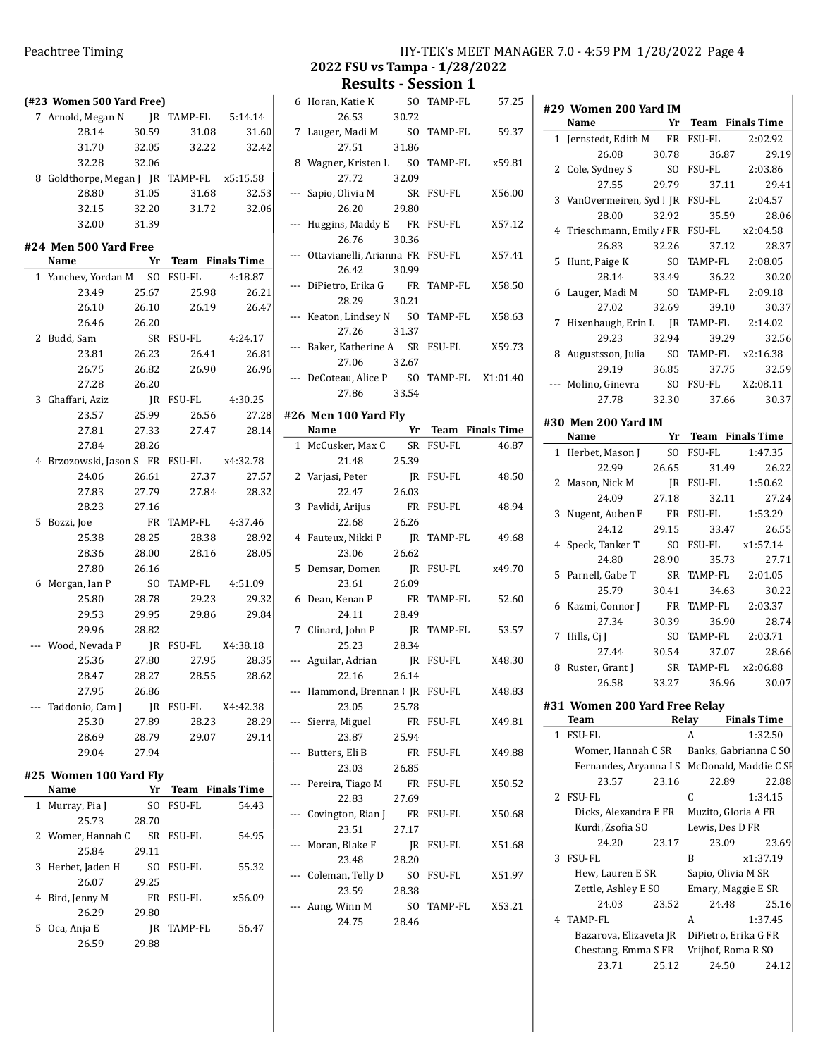## 2022 FSU vs Tampa - 1/28/2022

## Results - Session 1

### (#23 Women 500 Yard Free)

| | Name | Yr | Team | Finals Time |
|---|---|---|---|---|
| 7 | Arnold, Megan N | JR | TAMP-FL | 5:14.14 |
| | 28.14 30.59 31.08 31.60 | | | |
| | 31.70 32.05 32.22 32.42 | | | |
| | 32.28 32.06 | | | |
| 8 | Goldthorpe, Megan J | JR | TAMP-FL | x5:15.58 |
| | 28.80 31.05 31.68 32.53 | | | |
| | 32.15 32.20 31.72 32.06 | | | |
| | 32.00 31.39 | | | |

### #24 Men 500 Yard Free

| | Name | Yr | Team | Finals Time |
|---|---|---|---|---|
| 1 | Yanchev, Yordan M | SO | FSU-FL | 4:18.87 |
| | 23.49 25.67 25.98 26.21 | | | |
| | 26.10 26.10 26.19 26.47 | | | |
| | 26.46 26.20 | | | |
| 2 | Budd, Sam | SR | FSU-FL | 4:24.17 |
| | 23.81 26.23 26.41 26.81 | | | |
| | 26.75 26.82 26.90 26.96 | | | |
| | 27.28 26.20 | | | |
| 3 | Ghaffari, Aziz | JR | FSU-FL | 4:30.25 |
| | 23.57 25.99 26.56 27.28 | | | |
| | 27.81 27.33 27.47 28.14 | | | |
| | 27.84 28.26 | | | |
| 4 | Brzozowski, Jason S | FR | FSU-FL | x4:32.78 |
| | 24.06 26.61 27.37 27.57 | | | |
| | 27.83 27.79 27.84 28.32 | | | |
| | 28.23 27.16 | | | |
| 5 | Bozzi, Joe | FR | TAMP-FL | 4:37.46 |
| | 25.38 28.25 28.38 28.92 | | | |
| | 28.36 28.00 28.16 28.05 | | | |
| | 27.80 26.16 | | | |
| 6 | Morgan, Ian P | SO | TAMP-FL | 4:51.09 |
| | 25.80 28.78 29.23 29.32 | | | |
| | 29.53 29.95 29.86 29.84 | | | |
| | 29.96 28.82 | | | |
| --- | Wood, Nevada P | JR | FSU-FL | X4:38.18 |
| | 25.36 27.80 27.95 28.35 | | | |
| | 28.47 28.27 28.55 28.62 | | | |
| | 27.95 26.86 | | | |
| --- | Taddonio, Cam J | JR | FSU-FL | X4:42.38 |
| | 25.30 27.89 28.23 28.29 | | | |
| | 28.69 28.79 29.07 29.14 | | | |
| | 29.04 27.94 | | | |

### #25 Women 100 Yard Fly

| | Name | Yr | Team | Finals Time |
|---|---|---|---|---|
| 1 | Murray, Pia J | SO | FSU-FL | 54.43 |
| | 25.73 28.70 | | | |
| 2 | Womer, Hannah C | SR | FSU-FL | 54.95 |
| | 25.84 29.11 | | | |
| 3 | Herbet, Jaden H | SO | FSU-FL | 55.32 |
| | 26.07 29.25 | | | |
| 4 | Bird, Jenny M | FR | FSU-FL | x56.09 |
| | 26.29 29.80 | | | |
| 5 | Oca, Anja E | JR | TAMP-FL | 56.47 |
| | 26.59 29.88 | | | |
| 6 | Horan, Katie K | SO | TAMP-FL | 57.25 |
| | 26.53 30.72 | | | |
| 7 | Lauger, Madi M | SO | TAMP-FL | 59.37 |
| | 27.51 31.86 | | | |
| 8 | Wagner, Kristen L | SO | TAMP-FL | x59.81 |
| | 27.72 32.09 | | | |
| --- | Sapio, Olivia M | SR | FSU-FL | X56.00 |
| | 26.20 29.80 | | | |
| --- | Huggins, Maddy E | FR | FSU-FL | X57.12 |
| | 26.76 30.36 | | | |
| --- | Ottavianelli, Arianna | FR | FSU-FL | X57.41 |
| | 26.42 30.99 | | | |
| --- | DiPietro, Erika G | FR | TAMP-FL | X58.50 |
| | 28.29 30.21 | | | |
| --- | Keaton, Lindsey N | SO | TAMP-FL | X58.63 |
| | 27.26 31.37 | | | |
| --- | Baker, Katherine A | SR | FSU-FL | X59.73 |
| | 27.06 32.67 | | | |
| --- | DeCoteau, Alice P | SO | TAMP-FL | X1:01.40 |
| | 27.86 33.54 | | | |

### #26 Men 100 Yard Fly

| | Name | Yr | Team | Finals Time |
|---|---|---|---|---|
| 1 | McCusker, Max C | SR | FSU-FL | 46.87 |
| | 21.48 25.39 | | | |
| 2 | Varjasi, Peter | JR | FSU-FL | 48.50 |
| | 22.47 26.03 | | | |
| 3 | Pavlidi, Arijus | FR | FSU-FL | 48.94 |
| | 22.68 26.26 | | | |
| 4 | Fauteux, Nikki P | JR | TAMP-FL | 49.68 |
| | 23.06 26.62 | | | |
| 5 | Demsar, Domen | JR | FSU-FL | x49.70 |
| | 23.61 26.09 | | | |
| 6 | Dean, Kenan P | FR | TAMP-FL | 52.60 |
| | 24.11 28.49 | | | |
| 7 | Clinard, John P | JR | TAMP-FL | 53.57 |
| | 25.23 28.34 | | | |
| --- | Aguilar, Adrian | JR | FSU-FL | X48.30 |
| | 22.16 26.14 | | | |
| --- | Hammond, Brennan ( | JR | FSU-FL | X48.83 |
| | 23.05 25.78 | | | |
| --- | Sierra, Miguel | FR | FSU-FL | X49.81 |
| | 23.87 25.94 | | | |
| --- | Butters, Eli B | FR | FSU-FL | X49.88 |
| | 23.03 26.85 | | | |
| --- | Pereira, Tiago M | FR | FSU-FL | X50.52 |
| | 22.83 27.69 | | | |
| --- | Covington, Rian J | FR | FSU-FL | X50.68 |
| | 23.51 27.17 | | | |
| --- | Moran, Blake F | JR | FSU-FL | X51.68 |
| | 23.48 28.20 | | | |
| --- | Coleman, Telly D | SO | FSU-FL | X51.97 |
| | 23.59 28.38 | | | |
| --- | Aung, Winn M | SO | TAMP-FL | X53.21 |
| | 24.75 28.46 | | | |

### #29 Women 200 Yard IM

| | Name | Yr | Team | Finals Time |
|---|---|---|---|---|
| 1 | Jernstedt, Edith M | FR | FSU-FL | 2:02.92 |
| | 26.08 30.78 36.87 29.19 | | | |
| 2 | Cole, Sydney S | SO | FSU-FL | 2:03.86 |
| | 27.55 29.79 37.11 29.41 | | | |
| 3 | VanOvermeiren, Syd | JR | FSU-FL | 2:04.57 |
| | 28.00 32.92 35.59 28.06 | | | |
| 4 | Trieschmann, Emily A | FR | FSU-FL | x2:04.58 |
| | 26.83 32.26 37.12 28.37 | | | |
| 5 | Hunt, Paige K | SO | TAMP-FL | 2:08.05 |
| | 28.14 33.49 36.22 30.20 | | | |
| 6 | Lauger, Madi M | SO | TAMP-FL | 2:09.18 |
| | 27.02 32.69 39.10 30.37 | | | |
| 7 | Hixenbaugh, Erin L | JR | TAMP-FL | 2:14.02 |
| | 29.23 32.94 39.29 32.56 | | | |
| 8 | Augustsson, Julia | SO | TAMP-FL | x2:16.38 |
| | 29.19 36.85 37.75 32.59 | | | |
| --- | Molino, Ginevra | SO | FSU-FL | X2:08.11 |
| | 27.78 32.30 37.66 30.37 | | | |

### #30 Men 200 Yard IM

| | Name | Yr | Team | Finals Time |
|---|---|---|---|---|
| 1 | Herbet, Mason J | SO | FSU-FL | 1:47.35 |
| | 22.99 26.65 31.49 26.22 | | | |
| 2 | Mason, Nick M | JR | FSU-FL | 1:50.62 |
| | 24.09 27.18 32.11 27.24 | | | |
| 3 | Nugent, Auben F | FR | FSU-FL | 1:53.29 |
| | 24.12 29.15 33.47 26.55 | | | |
| 4 | Speck, Tanker T | SO | FSU-FL | x1:57.14 |
| | 24.80 28.90 35.73 27.71 | | | |
| 5 | Parnell, Gabe T | SR | TAMP-FL | 2:01.05 |
| | 25.79 30.41 34.63 30.22 | | | |
| 6 | Kazmi, Connor J | FR | TAMP-FL | 2:03.37 |
| | 27.34 30.39 36.90 28.74 | | | |
| 7 | Hills, Cj J | SO | TAMP-FL | 2:03.71 |
| | 27.44 30.54 37.07 28.66 | | | |
| 8 | Ruster, Grant J | SR | TAMP-FL | x2:06.88 |
| | 26.58 33.27 36.96 30.07 | | | |

### #31 Women 200 Yard Free Relay

| | Team | Relay | Finals Time |
|---|---|---|---|
| 1 | FSU-FL | A | 1:32.50 |
| | Womer, Hannah C SR; Banks, Gabrianna C SO; Fernandes, Aryanna I S; McDonald, Maddie C SR | | |
| | 23.57 23.16 22.89 22.88 | | |
| 2 | FSU-FL | C | 1:34.15 |
| | Dicks, Alexandra E FR; Muzito, Gloria A FR; Kurdi, Zsofia SO; Lewis, Des D FR | | |
| | 24.20 23.17 23.09 23.69 | | |
| 3 | FSU-FL | B | x1:37.19 |
| | Hew, Lauren E SR; Sapio, Olivia M SR; Zettle, Ashley E SO; Emary, Maggie E SR | | |
| | 24.03 23.52 24.48 25.16 | | |
| 4 | TAMP-FL | A | 1:37.45 |
| | Bazarova, Elizaveta JR; DiPietro, Erika G FR; Chestang, Emma S FR; Vrijhof, Roma R SO | | |
| | 23.71 25.12 24.50 24.12 | | |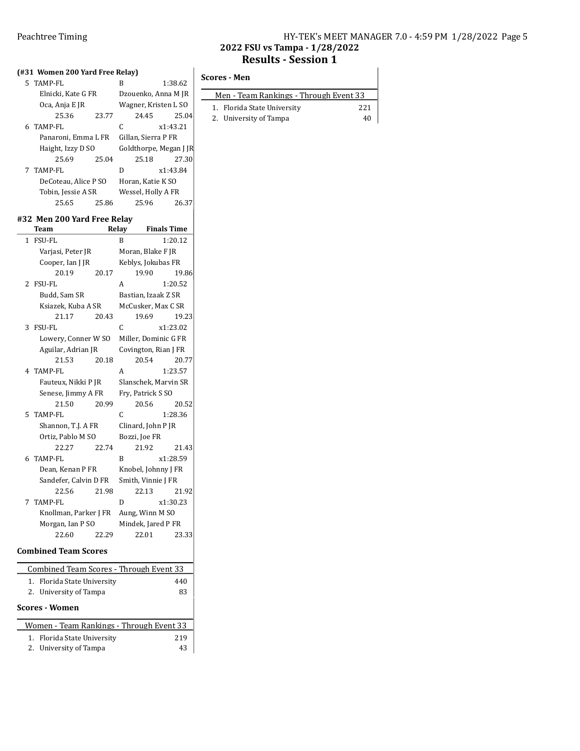## 2022 FSU vs Tampa - 1/28/2022

## Results - Session 1

### (#31 Women 200 Yard Free Relay)

| | | | |
|---|---|---|---|
| 5 TAMP-FL | | B | 1:38.62 |
| Elnicki, Kate G FR | | Dzouenko, Anna M JR | |
| Oca, Anja E JR | | Wagner, Kristen L SO | |
| 25.36 | 23.77 | 24.45 | 25.04 |
| 6 TAMP-FL | | C | x1:43.21 |
| Panaroni, Emma L FR | | Gillan, Sierra P FR | |
| Haight, Izzy D SO | | Goldthorpe, Megan J JR | |
| 25.69 | 25.04 | 25.18 | 27.30 |
| 7 TAMP-FL | | D | x1:43.84 |
| DeCoteau, Alice P SO | | Horan, Katie K SO | |
| Tobin, Jessie A SR | | Wessel, Holly A FR | |
| 25.65 | 25.86 | 25.96 | 26.37 |

### #32 Men 200 Yard Free Relay

| Team | | Relay | Finals Time |
|---|---|---|---|
| 1 FSU-FL | | B | 1:20.12 |
| Varjasi, Peter JR | | Moran, Blake F JR | |
| Cooper, Ian J JR | | Keblys, Jokubas FR | |
| 20.19 | 20.17 | 19.90 | 19.86 |
| 2 FSU-FL | | A | 1:20.52 |
| Budd, Sam SR | | Bastian, Izaak Z SR | |
| Ksiazek, Kuba A SR | | McCusker, Max C SR | |
| 21.17 | 20.43 | 19.69 | 19.23 |
| 3 FSU-FL | | C | x1:23.02 |
| Lowery, Conner W SO | | Miller, Dominic G FR | |
| Aguilar, Adrian JR | | Covington, Rian J FR | |
| 21.53 | 20.18 | 20.54 | 20.77 |
| 4 TAMP-FL | | A | 1:23.57 |
| Fauteux, Nikki P JR | | Slanschek, Marvin SR | |
| Senese, Jimmy A FR | | Fry, Patrick S SO | |
| 21.50 | 20.99 | 20.56 | 20.52 |
| 5 TAMP-FL | | C | 1:28.36 |
| Shannon, T.J. A FR | | Clinard, John P JR | |
| Ortiz, Pablo M SO | | Bozzi, Joe FR | |
| 22.27 | 22.74 | 21.92 | 21.43 |
| 6 TAMP-FL | | B | x1:28.59 |
| Dean, Kenan P FR | | Knobel, Johnny J FR | |
| Sandefer, Calvin D FR | | Smith, Vinnie J FR | |
| 22.56 | 21.98 | 22.13 | 21.92 |
| 7 TAMP-FL | | D | x1:30.23 |
| Knollman, Parker J FR | | Aung, Winn M SO | |
| Morgan, Ian P SO | | Mindek, Jared P FR | |
| 22.60 | 22.29 | 22.01 | 23.33 |

### Combined Team Scores

| Combined Team Scores - Through Event 33 | |
|---|---|
| 1. Florida State University | 440 |
| 2. University of Tampa | 83 |

### Scores - Women

| Women - Team Rankings - Through Event 33 | |
|---|---|
| 1. Florida State University | 219 |
| 2. University of Tampa | 43 |

### Scores - Men

| Men - Team Rankings - Through Event 33 | |
|---|---|
| 1. Florida State University | 221 |
| 2. University of Tampa | 40 |